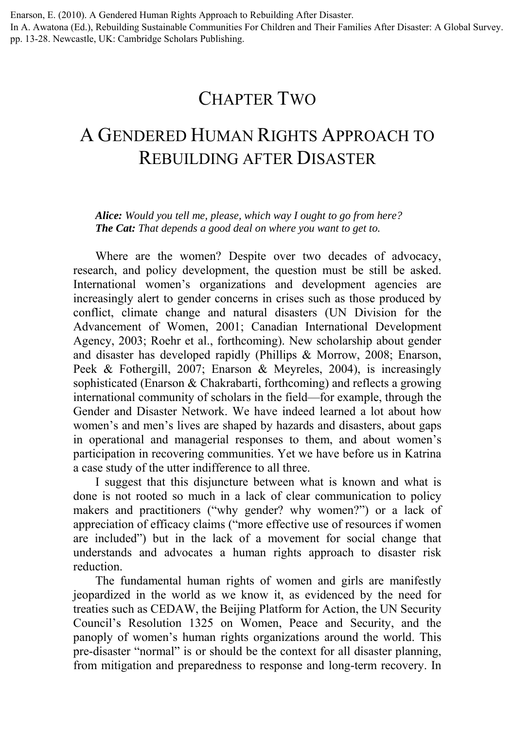Enarson, E. (2010). A Gendered Human Rights Approach to Rebuilding After Disaster.
In A. Awatona (Ed.), Rebuilding Sustainable Communities For Children and Their Families After Disaster: A Global Survey. pp. 13-28. Newcastle, UK: Cambridge Scholars Publishing.

# CHAPTER TWO

# A GENDERED HUMAN RIGHTS APPROACH TO REBUILDING AFTER DISASTER

> ***Alice:*** *Would you tell me, please, which way I ought to go from here?*
> ***The Cat:*** *That depends a good deal on where you want to get to.*

Where are the women? Despite over two decades of advocacy, research, and policy development, the question must be still be asked. International women's organizations and development agencies are increasingly alert to gender concerns in crises such as those produced by conflict, climate change and natural disasters (UN Division for the Advancement of Women, 2001; Canadian International Development Agency, 2003; Roehr et al., forthcoming). New scholarship about gender and disaster has developed rapidly (Phillips & Morrow, 2008; Enarson, Peek & Fothergill, 2007; Enarson & Meyreles, 2004), is increasingly sophisticated (Enarson & Chakrabarti, forthcoming) and reflects a growing international community of scholars in the field—for example, through the Gender and Disaster Network. We have indeed learned a lot about how women's and men's lives are shaped by hazards and disasters, about gaps in operational and managerial responses to them, and about women's participation in recovering communities. Yet we have before us in Katrina a case study of the utter indifference to all three.

I suggest that this disjuncture between what is known and what is done is not rooted so much in a lack of clear communication to policy makers and practitioners ("why gender? why women?") or a lack of appreciation of efficacy claims ("more effective use of resources if women are included") but in the lack of a movement for social change that understands and advocates a human rights approach to disaster risk reduction.

The fundamental human rights of women and girls are manifestly jeopardized in the world as we know it, as evidenced by the need for treaties such as CEDAW, the Beijing Platform for Action, the UN Security Council's Resolution 1325 on Women, Peace and Security, and the panoply of women's human rights organizations around the world. This pre-disaster "normal" is or should be the context for all disaster planning, from mitigation and preparedness to response and long-term recovery. In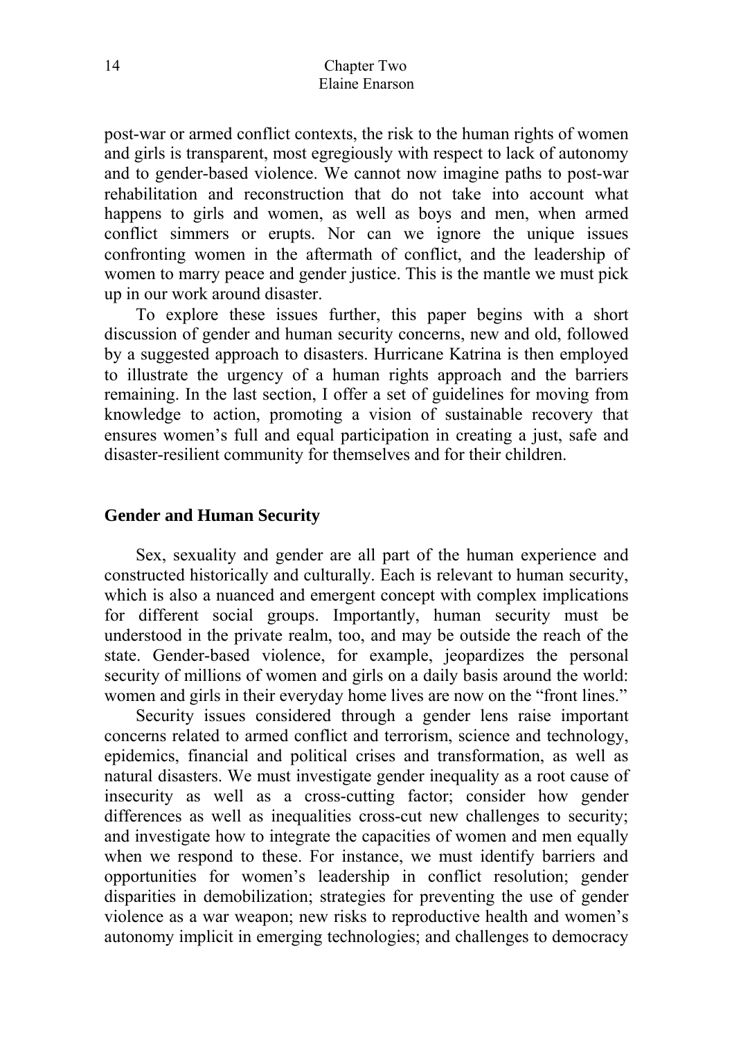post-war or armed conflict contexts, the risk to the human rights of women and girls is transparent, most egregiously with respect to lack of autonomy and to gender-based violence. We cannot now imagine paths to post-war rehabilitation and reconstruction that do not take into account what happens to girls and women, as well as boys and men, when armed conflict simmers or erupts. Nor can we ignore the unique issues confronting women in the aftermath of conflict, and the leadership of women to marry peace and gender justice. This is the mantle we must pick up in our work around disaster.

To explore these issues further, this paper begins with a short discussion of gender and human security concerns, new and old, followed by a suggested approach to disasters. Hurricane Katrina is then employed to illustrate the urgency of a human rights approach and the barriers remaining. In the last section, I offer a set of guidelines for moving from knowledge to action, promoting a vision of sustainable recovery that ensures women's full and equal participation in creating a just, safe and disaster-resilient community for themselves and for their children.

## Gender and Human Security

Sex, sexuality and gender are all part of the human experience and constructed historically and culturally. Each is relevant to human security, which is also a nuanced and emergent concept with complex implications for different social groups. Importantly, human security must be understood in the private realm, too, and may be outside the reach of the state. Gender-based violence, for example, jeopardizes the personal security of millions of women and girls on a daily basis around the world: women and girls in their everyday home lives are now on the "front lines."

Security issues considered through a gender lens raise important concerns related to armed conflict and terrorism, science and technology, epidemics, financial and political crises and transformation, as well as natural disasters. We must investigate gender inequality as a root cause of insecurity as well as a cross-cutting factor; consider how gender differences as well as inequalities cross-cut new challenges to security; and investigate how to integrate the capacities of women and men equally when we respond to these. For instance, we must identify barriers and opportunities for women's leadership in conflict resolution; gender disparities in demobilization; strategies for preventing the use of gender violence as a war weapon; new risks to reproductive health and women's autonomy implicit in emerging technologies; and challenges to democracy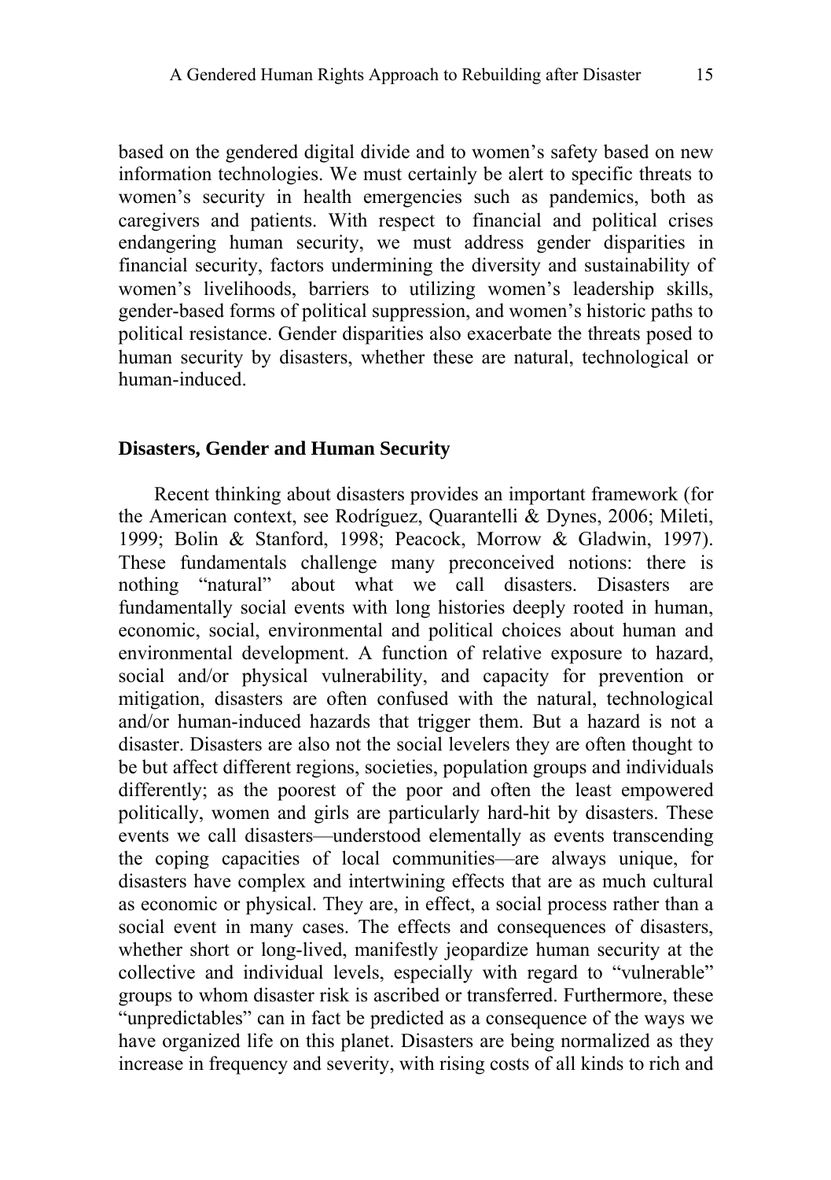based on the gendered digital divide and to women's safety based on new information technologies. We must certainly be alert to specific threats to women's security in health emergencies such as pandemics, both as caregivers and patients. With respect to financial and political crises endangering human security, we must address gender disparities in financial security, factors undermining the diversity and sustainability of women's livelihoods, barriers to utilizing women's leadership skills, gender-based forms of political suppression, and women's historic paths to political resistance. Gender disparities also exacerbate the threats posed to human security by disasters, whether these are natural, technological or human-induced.

## Disasters, Gender and Human Security

Recent thinking about disasters provides an important framework (for the American context, see Rodríguez, Quarantelli & Dynes, 2006; Mileti, 1999; Bolin & Stanford, 1998; Peacock, Morrow & Gladwin, 1997). These fundamentals challenge many preconceived notions: there is nothing "natural" about what we call disasters. Disasters are fundamentally social events with long histories deeply rooted in human, economic, social, environmental and political choices about human and environmental development. A function of relative exposure to hazard, social and/or physical vulnerability, and capacity for prevention or mitigation, disasters are often confused with the natural, technological and/or human-induced hazards that trigger them. But a hazard is not a disaster. Disasters are also not the social levelers they are often thought to be but affect different regions, societies, population groups and individuals differently; as the poorest of the poor and often the least empowered politically, women and girls are particularly hard-hit by disasters. These events we call disasters—understood elementally as events transcending the coping capacities of local communities—are always unique, for disasters have complex and intertwining effects that are as much cultural as economic or physical. They are, in effect, a social process rather than a social event in many cases. The effects and consequences of disasters, whether short or long-lived, manifestly jeopardize human security at the collective and individual levels, especially with regard to "vulnerable" groups to whom disaster risk is ascribed or transferred. Furthermore, these "unpredictables" can in fact be predicted as a consequence of the ways we have organized life on this planet. Disasters are being normalized as they increase in frequency and severity, with rising costs of all kinds to rich and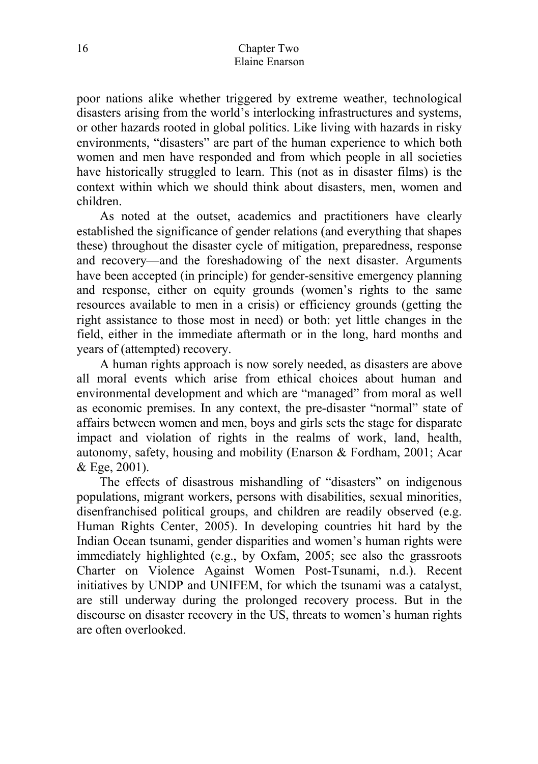poor nations alike whether triggered by extreme weather, technological disasters arising from the world's interlocking infrastructures and systems, or other hazards rooted in global politics. Like living with hazards in risky environments, "disasters" are part of the human experience to which both women and men have responded and from which people in all societies have historically struggled to learn. This (not as in disaster films) is the context within which we should think about disasters, men, women and children.

As noted at the outset, academics and practitioners have clearly established the significance of gender relations (and everything that shapes these) throughout the disaster cycle of mitigation, preparedness, response and recovery—and the foreshadowing of the next disaster. Arguments have been accepted (in principle) for gender-sensitive emergency planning and response, either on equity grounds (women's rights to the same resources available to men in a crisis) or efficiency grounds (getting the right assistance to those most in need) or both: yet little changes in the field, either in the immediate aftermath or in the long, hard months and years of (attempted) recovery.

A human rights approach is now sorely needed, as disasters are above all moral events which arise from ethical choices about human and environmental development and which are "managed" from moral as well as economic premises. In any context, the pre-disaster "normal" state of affairs between women and men, boys and girls sets the stage for disparate impact and violation of rights in the realms of work, land, health, autonomy, safety, housing and mobility (Enarson & Fordham, 2001; Acar & Ege, 2001).

The effects of disastrous mishandling of "disasters" on indigenous populations, migrant workers, persons with disabilities, sexual minorities, disenfranchised political groups, and children are readily observed (e.g. Human Rights Center, 2005). In developing countries hit hard by the Indian Ocean tsunami, gender disparities and women's human rights were immediately highlighted (e.g., by Oxfam, 2005; see also the grassroots Charter on Violence Against Women Post-Tsunami, n.d.). Recent initiatives by UNDP and UNIFEM, for which the tsunami was a catalyst, are still underway during the prolonged recovery process. But in the discourse on disaster recovery in the US, threats to women's human rights are often overlooked.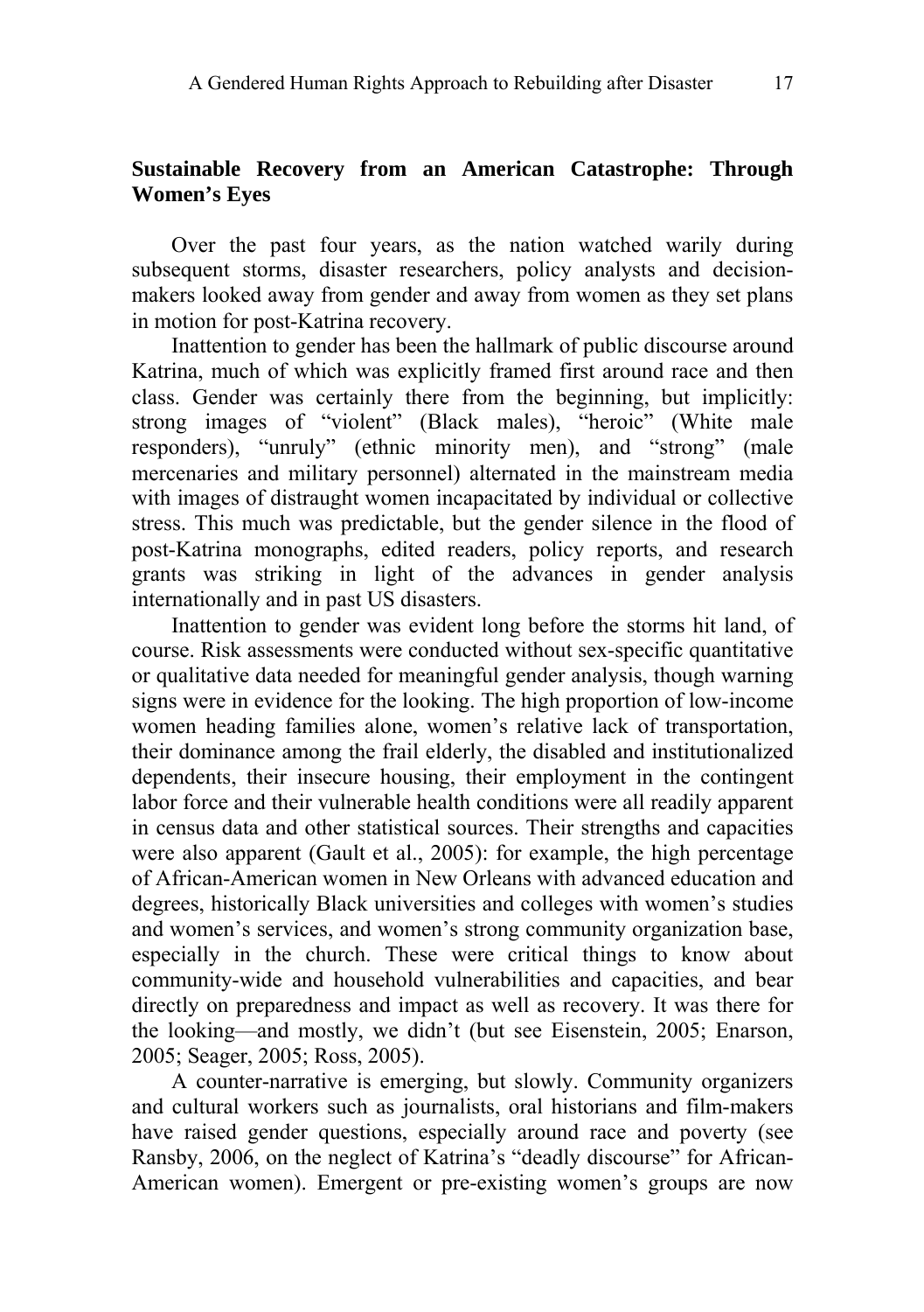## Sustainable Recovery from an American Catastrophe: Through Women's Eyes

Over the past four years, as the nation watched warily during subsequent storms, disaster researchers, policy analysts and decision-makers looked away from gender and away from women as they set plans in motion for post-Katrina recovery.

Inattention to gender has been the hallmark of public discourse around Katrina, much of which was explicitly framed first around race and then class. Gender was certainly there from the beginning, but implicitly: strong images of "violent" (Black males), "heroic" (White male responders), "unruly" (ethnic minority men), and "strong" (male mercenaries and military personnel) alternated in the mainstream media with images of distraught women incapacitated by individual or collective stress. This much was predictable, but the gender silence in the flood of post-Katrina monographs, edited readers, policy reports, and research grants was striking in light of the advances in gender analysis internationally and in past US disasters.

Inattention to gender was evident long before the storms hit land, of course. Risk assessments were conducted without sex-specific quantitative or qualitative data needed for meaningful gender analysis, though warning signs were in evidence for the looking. The high proportion of low-income women heading families alone, women's relative lack of transportation, their dominance among the frail elderly, the disabled and institutionalized dependents, their insecure housing, their employment in the contingent labor force and their vulnerable health conditions were all readily apparent in census data and other statistical sources. Their strengths and capacities were also apparent (Gault et al., 2005): for example, the high percentage of African-American women in New Orleans with advanced education and degrees, historically Black universities and colleges with women's studies and women's services, and women's strong community organization base, especially in the church. These were critical things to know about community-wide and household vulnerabilities and capacities, and bear directly on preparedness and impact as well as recovery. It was there for the looking—and mostly, we didn't (but see Eisenstein, 2005; Enarson, 2005; Seager, 2005; Ross, 2005).

A counter-narrative is emerging, but slowly. Community organizers and cultural workers such as journalists, oral historians and film-makers have raised gender questions, especially around race and poverty (see Ransby, 2006, on the neglect of Katrina's "deadly discourse" for African-American women). Emergent or pre-existing women's groups are now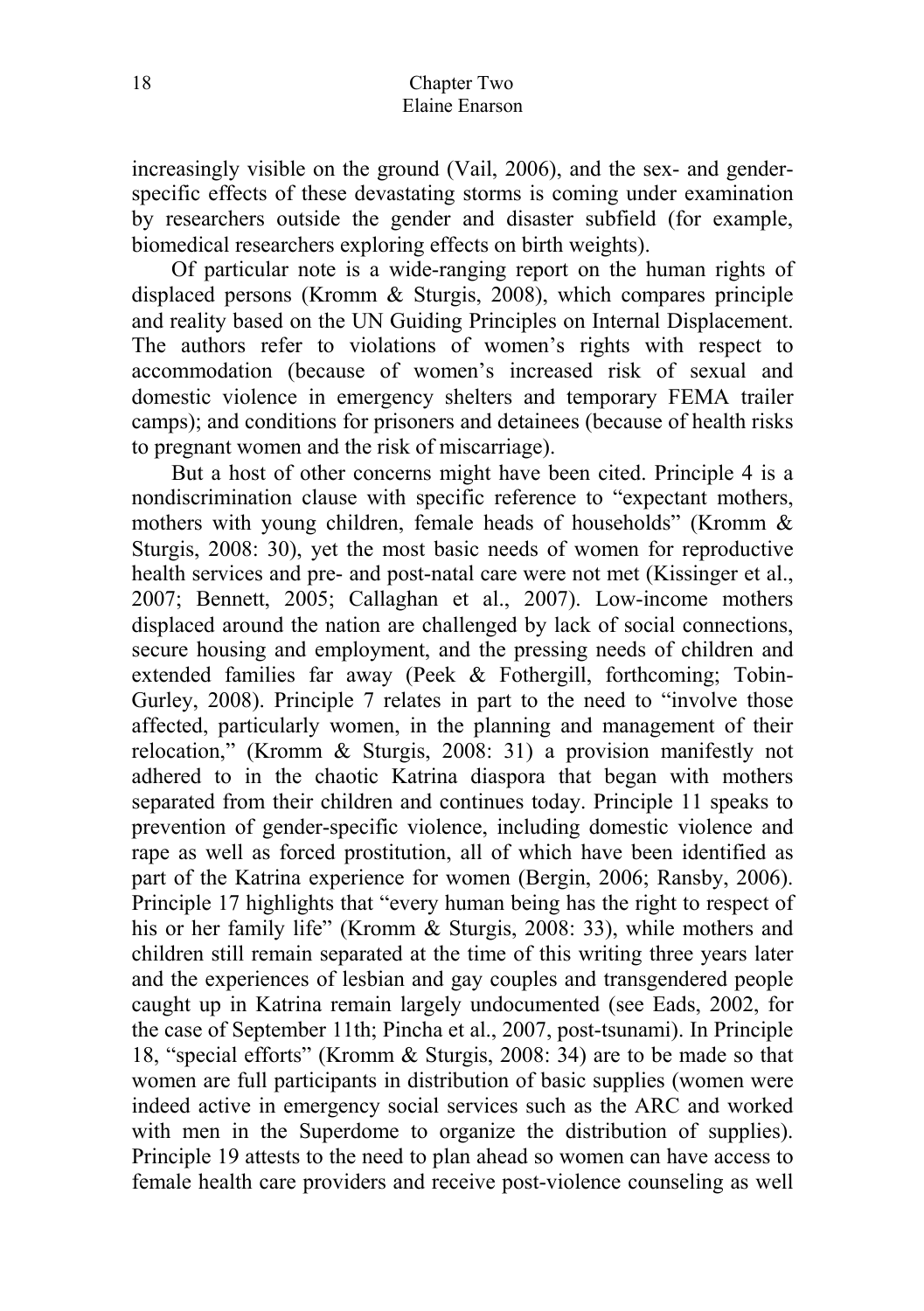increasingly visible on the ground (Vail, 2006), and the sex- and gender-specific effects of these devastating storms is coming under examination by researchers outside the gender and disaster subfield (for example, biomedical researchers exploring effects on birth weights).

Of particular note is a wide-ranging report on the human rights of displaced persons (Kromm & Sturgis, 2008), which compares principle and reality based on the UN Guiding Principles on Internal Displacement. The authors refer to violations of women's rights with respect to accommodation (because of women's increased risk of sexual and domestic violence in emergency shelters and temporary FEMA trailer camps); and conditions for prisoners and detainees (because of health risks to pregnant women and the risk of miscarriage).

But a host of other concerns might have been cited. Principle 4 is a nondiscrimination clause with specific reference to "expectant mothers, mothers with young children, female heads of households" (Kromm & Sturgis, 2008: 30), yet the most basic needs of women for reproductive health services and pre- and post-natal care were not met (Kissinger et al., 2007; Bennett, 2005; Callaghan et al., 2007). Low-income mothers displaced around the nation are challenged by lack of social connections, secure housing and employment, and the pressing needs of children and extended families far away (Peek & Fothergill, forthcoming; Tobin-Gurley, 2008). Principle 7 relates in part to the need to "involve those affected, particularly women, in the planning and management of their relocation," (Kromm & Sturgis, 2008: 31) a provision manifestly not adhered to in the chaotic Katrina diaspora that began with mothers separated from their children and continues today. Principle 11 speaks to prevention of gender-specific violence, including domestic violence and rape as well as forced prostitution, all of which have been identified as part of the Katrina experience for women (Bergin, 2006; Ransby, 2006). Principle 17 highlights that "every human being has the right to respect of his or her family life" (Kromm & Sturgis, 2008: 33), while mothers and children still remain separated at the time of this writing three years later and the experiences of lesbian and gay couples and transgendered people caught up in Katrina remain largely undocumented (see Eads, 2002, for the case of September 11th; Pincha et al., 2007, post-tsunami). In Principle 18, "special efforts" (Kromm & Sturgis, 2008: 34) are to be made so that women are full participants in distribution of basic supplies (women were indeed active in emergency social services such as the ARC and worked with men in the Superdome to organize the distribution of supplies). Principle 19 attests to the need to plan ahead so women can have access to female health care providers and receive post-violence counseling as well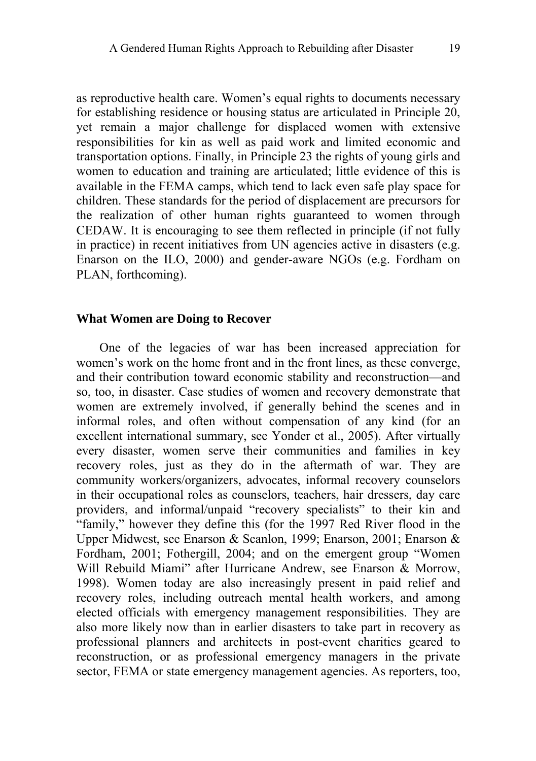as reproductive health care. Women's equal rights to documents necessary for establishing residence or housing status are articulated in Principle 20, yet remain a major challenge for displaced women with extensive responsibilities for kin as well as paid work and limited economic and transportation options. Finally, in Principle 23 the rights of young girls and women to education and training are articulated; little evidence of this is available in the FEMA camps, which tend to lack even safe play space for children. These standards for the period of displacement are precursors for the realization of other human rights guaranteed to women through CEDAW. It is encouraging to see them reflected in principle (if not fully in practice) in recent initiatives from UN agencies active in disasters (e.g. Enarson on the ILO, 2000) and gender-aware NGOs (e.g. Fordham on PLAN, forthcoming).

## What Women are Doing to Recover

One of the legacies of war has been increased appreciation for women's work on the home front and in the front lines, as these converge, and their contribution toward economic stability and reconstruction—and so, too, in disaster. Case studies of women and recovery demonstrate that women are extremely involved, if generally behind the scenes and in informal roles, and often without compensation of any kind (for an excellent international summary, see Yonder et al., 2005). After virtually every disaster, women serve their communities and families in key recovery roles, just as they do in the aftermath of war. They are community workers/organizers, advocates, informal recovery counselors in their occupational roles as counselors, teachers, hair dressers, day care providers, and informal/unpaid "recovery specialists" to their kin and "family," however they define this (for the 1997 Red River flood in the Upper Midwest, see Enarson & Scanlon, 1999; Enarson, 2001; Enarson & Fordham, 2001; Fothergill, 2004; and on the emergent group "Women Will Rebuild Miami" after Hurricane Andrew, see Enarson & Morrow, 1998). Women today are also increasingly present in paid relief and recovery roles, including outreach mental health workers, and among elected officials with emergency management responsibilities. They are also more likely now than in earlier disasters to take part in recovery as professional planners and architects in post-event charities geared to reconstruction, or as professional emergency managers in the private sector, FEMA or state emergency management agencies. As reporters, too,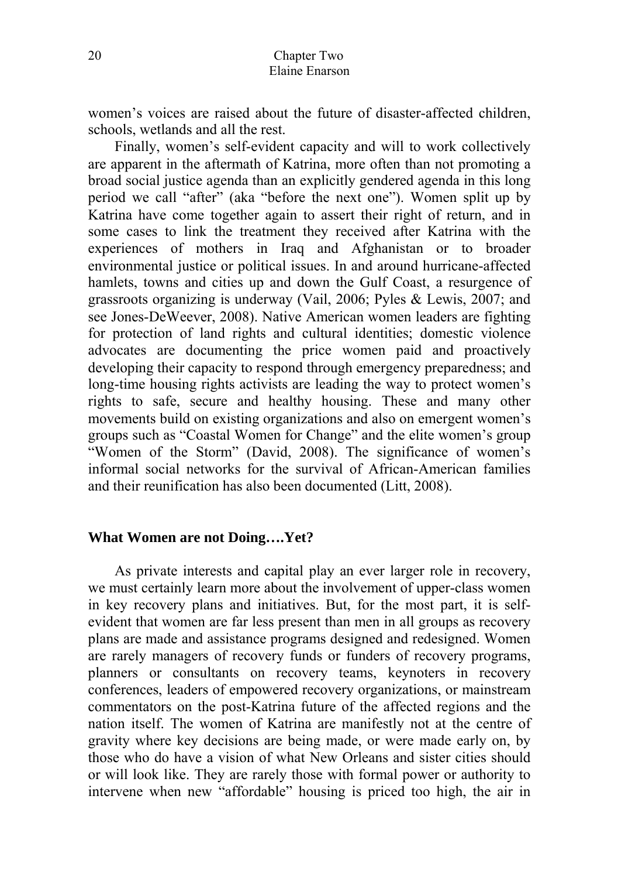women's voices are raised about the future of disaster-affected children, schools, wetlands and all the rest.

Finally, women's self-evident capacity and will to work collectively are apparent in the aftermath of Katrina, more often than not promoting a broad social justice agenda than an explicitly gendered agenda in this long period we call "after" (aka "before the next one"). Women split up by Katrina have come together again to assert their right of return, and in some cases to link the treatment they received after Katrina with the experiences of mothers in Iraq and Afghanistan or to broader environmental justice or political issues. In and around hurricane-affected hamlets, towns and cities up and down the Gulf Coast, a resurgence of grassroots organizing is underway (Vail, 2006; Pyles & Lewis, 2007; and see Jones-DeWeever, 2008). Native American women leaders are fighting for protection of land rights and cultural identities; domestic violence advocates are documenting the price women paid and proactively developing their capacity to respond through emergency preparedness; and long-time housing rights activists are leading the way to protect women's rights to safe, secure and healthy housing. These and many other movements build on existing organizations and also on emergent women's groups such as "Coastal Women for Change" and the elite women's group "Women of the Storm" (David, 2008). The significance of women's informal social networks for the survival of African-American families and their reunification has also been documented (Litt, 2008).

## What Women are not Doing….Yet?

As private interests and capital play an ever larger role in recovery, we must certainly learn more about the involvement of upper-class women in key recovery plans and initiatives. But, for the most part, it is self-evident that women are far less present than men in all groups as recovery plans are made and assistance programs designed and redesigned. Women are rarely managers of recovery funds or funders of recovery programs, planners or consultants on recovery teams, keynoters in recovery conferences, leaders of empowered recovery organizations, or mainstream commentators on the post-Katrina future of the affected regions and the nation itself. The women of Katrina are manifestly not at the centre of gravity where key decisions are being made, or were made early on, by those who do have a vision of what New Orleans and sister cities should or will look like. They are rarely those with formal power or authority to intervene when new "affordable" housing is priced too high, the air in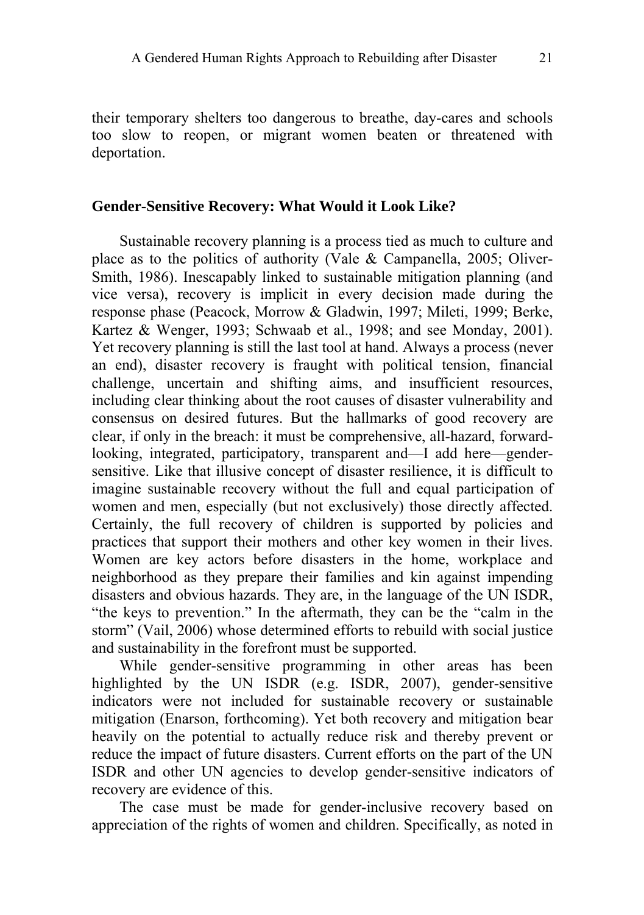their temporary shelters too dangerous to breathe, day-cares and schools too slow to reopen, or migrant women beaten or threatened with deportation.

## Gender-Sensitive Recovery: What Would it Look Like?

Sustainable recovery planning is a process tied as much to culture and place as to the politics of authority (Vale & Campanella, 2005; Oliver-Smith, 1986). Inescapably linked to sustainable mitigation planning (and vice versa), recovery is implicit in every decision made during the response phase (Peacock, Morrow & Gladwin, 1997; Mileti, 1999; Berke, Kartez & Wenger, 1993; Schwaab et al., 1998; and see Monday, 2001). Yet recovery planning is still the last tool at hand. Always a process (never an end), disaster recovery is fraught with political tension, financial challenge, uncertain and shifting aims, and insufficient resources, including clear thinking about the root causes of disaster vulnerability and consensus on desired futures. But the hallmarks of good recovery are clear, if only in the breach: it must be comprehensive, all-hazard, forward-looking, integrated, participatory, transparent and—I add here—gender-sensitive. Like that illusive concept of disaster resilience, it is difficult to imagine sustainable recovery without the full and equal participation of women and men, especially (but not exclusively) those directly affected. Certainly, the full recovery of children is supported by policies and practices that support their mothers and other key women in their lives. Women are key actors before disasters in the home, workplace and neighborhood as they prepare their families and kin against impending disasters and obvious hazards. They are, in the language of the UN ISDR, "the keys to prevention." In the aftermath, they can be the "calm in the storm" (Vail, 2006) whose determined efforts to rebuild with social justice and sustainability in the forefront must be supported.

While gender-sensitive programming in other areas has been highlighted by the UN ISDR (e.g. ISDR, 2007), gender-sensitive indicators were not included for sustainable recovery or sustainable mitigation (Enarson, forthcoming). Yet both recovery and mitigation bear heavily on the potential to actually reduce risk and thereby prevent or reduce the impact of future disasters. Current efforts on the part of the UN ISDR and other UN agencies to develop gender-sensitive indicators of recovery are evidence of this.

The case must be made for gender-inclusive recovery based on appreciation of the rights of women and children. Specifically, as noted in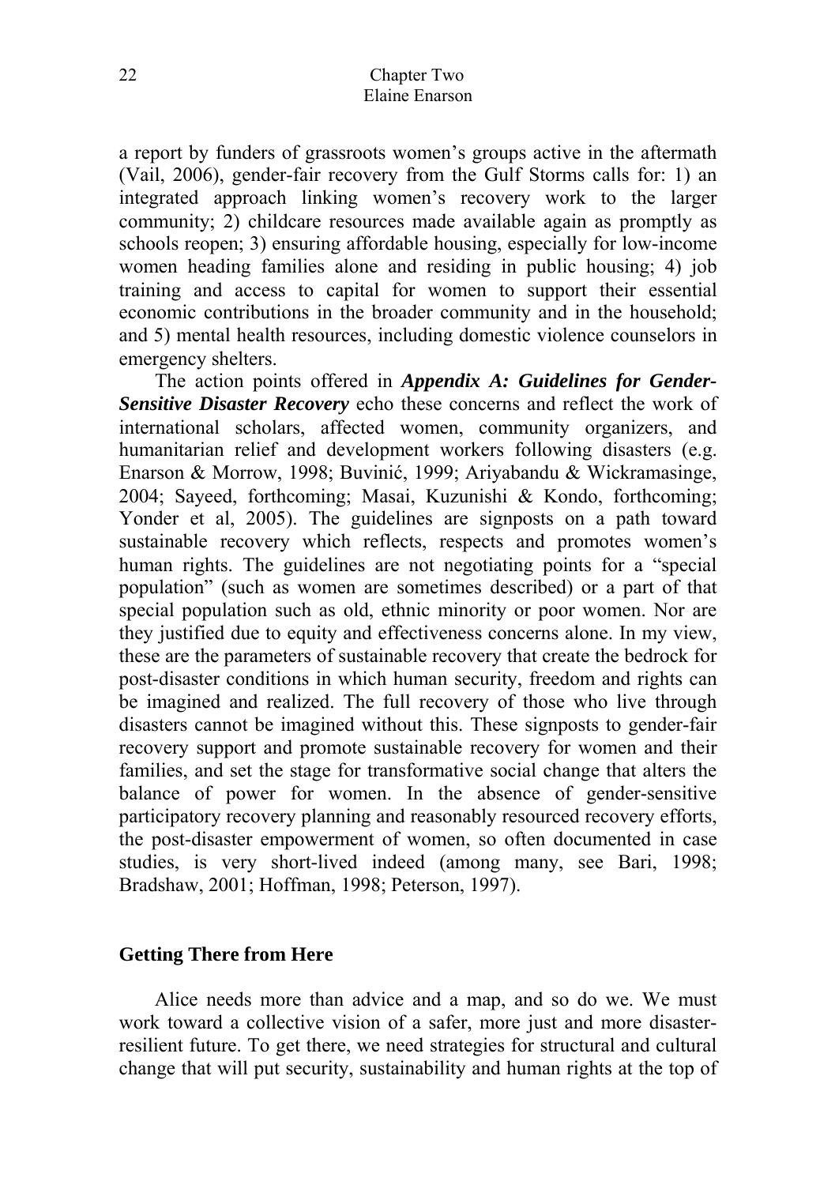a report by funders of grassroots women's groups active in the aftermath (Vail, 2006), gender-fair recovery from the Gulf Storms calls for: 1) an integrated approach linking women's recovery work to the larger community; 2) childcare resources made available again as promptly as schools reopen; 3) ensuring affordable housing, especially for low-income women heading families alone and residing in public housing; 4) job training and access to capital for women to support their essential economic contributions in the broader community and in the household; and 5) mental health resources, including domestic violence counselors in emergency shelters.

The action points offered in ***Appendix A: Guidelines for Gender-Sensitive Disaster Recovery*** echo these concerns and reflect the work of international scholars, affected women, community organizers, and humanitarian relief and development workers following disasters (e.g. Enarson & Morrow, 1998; Buvinić, 1999; Ariyabandu & Wickramasinge, 2004; Sayeed, forthcoming; Masai, Kuzunishi & Kondo, forthcoming; Yonder et al, 2005). The guidelines are signposts on a path toward sustainable recovery which reflects, respects and promotes women's human rights. The guidelines are not negotiating points for a "special population" (such as women are sometimes described) or a part of that special population such as old, ethnic minority or poor women. Nor are they justified due to equity and effectiveness concerns alone. In my view, these are the parameters of sustainable recovery that create the bedrock for post-disaster conditions in which human security, freedom and rights can be imagined and realized. The full recovery of those who live through disasters cannot be imagined without this. These signposts to gender-fair recovery support and promote sustainable recovery for women and their families, and set the stage for transformative social change that alters the balance of power for women. In the absence of gender-sensitive participatory recovery planning and reasonably resourced recovery efforts, the post-disaster empowerment of women, so often documented in case studies, is very short-lived indeed (among many, see Bari, 1998; Bradshaw, 2001; Hoffman, 1998; Peterson, 1997).

## Getting There from Here

Alice needs more than advice and a map, and so do we. We must work toward a collective vision of a safer, more just and more disaster-resilient future. To get there, we need strategies for structural and cultural change that will put security, sustainability and human rights at the top of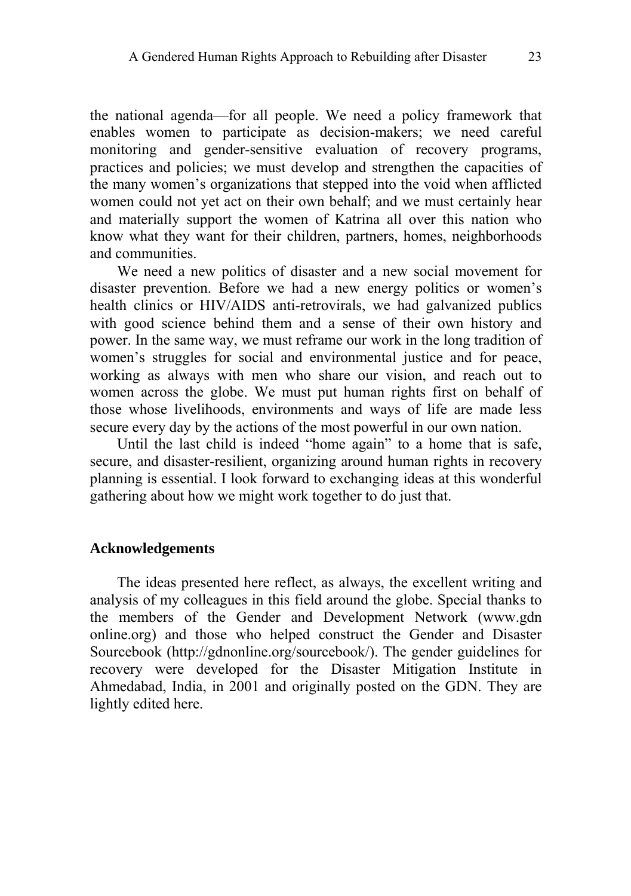the national agenda—for all people. We need a policy framework that enables women to participate as decision-makers; we need careful monitoring and gender-sensitive evaluation of recovery programs, practices and policies; we must develop and strengthen the capacities of the many women's organizations that stepped into the void when afflicted women could not yet act on their own behalf; and we must certainly hear and materially support the women of Katrina all over this nation who know what they want for their children, partners, homes, neighborhoods and communities.

We need a new politics of disaster and a new social movement for disaster prevention. Before we had a new energy politics or women's health clinics or HIV/AIDS anti-retrovirals, we had galvanized publics with good science behind them and a sense of their own history and power. In the same way, we must reframe our work in the long tradition of women's struggles for social and environmental justice and for peace, working as always with men who share our vision, and reach out to women across the globe. We must put human rights first on behalf of those whose livelihoods, environments and ways of life are made less secure every day by the actions of the most powerful in our own nation.

Until the last child is indeed "home again" to a home that is safe, secure, and disaster-resilient, organizing around human rights in recovery planning is essential. I look forward to exchanging ideas at this wonderful gathering about how we might work together to do just that.

## Acknowledgements

The ideas presented here reflect, as always, the excellent writing and analysis of my colleagues in this field around the globe. Special thanks to the members of the Gender and Development Network (www.gdn online.org) and those who helped construct the Gender and Disaster Sourcebook (http://gdnonline.org/sourcebook/). The gender guidelines for recovery were developed for the Disaster Mitigation Institute in Ahmedabad, India, in 2001 and originally posted on the GDN. They are lightly edited here.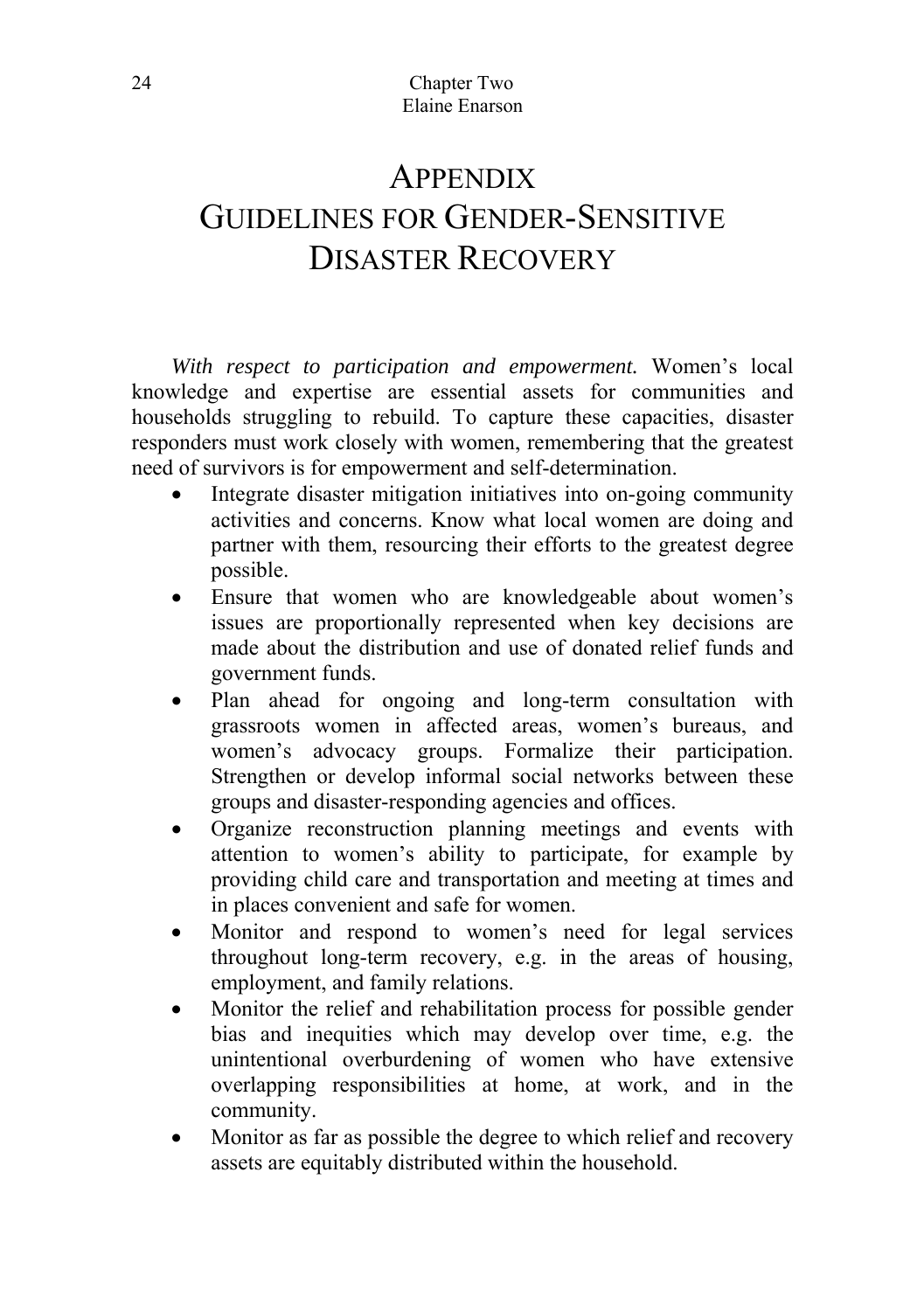# Appendix
# Guidelines for Gender-Sensitive Disaster Recovery

*With respect to participation and empowerment.* Women's local knowledge and expertise are essential assets for communities and households struggling to rebuild. To capture these capacities, disaster responders must work closely with women, remembering that the greatest need of survivors is for empowerment and self-determination.

- Integrate disaster mitigation initiatives into on-going community activities and concerns. Know what local women are doing and partner with them, resourcing their efforts to the greatest degree possible.
- Ensure that women who are knowledgeable about women's issues are proportionally represented when key decisions are made about the distribution and use of donated relief funds and government funds.
- Plan ahead for ongoing and long-term consultation with grassroots women in affected areas, women's bureaus, and women's advocacy groups. Formalize their participation. Strengthen or develop informal social networks between these groups and disaster-responding agencies and offices.
- Organize reconstruction planning meetings and events with attention to women's ability to participate, for example by providing child care and transportation and meeting at times and in places convenient and safe for women.
- Monitor and respond to women's need for legal services throughout long-term recovery, e.g. in the areas of housing, employment, and family relations.
- Monitor the relief and rehabilitation process for possible gender bias and inequities which may develop over time, e.g. the unintentional overburdening of women who have extensive overlapping responsibilities at home, at work, and in the community.
- Monitor as far as possible the degree to which relief and recovery assets are equitably distributed within the household.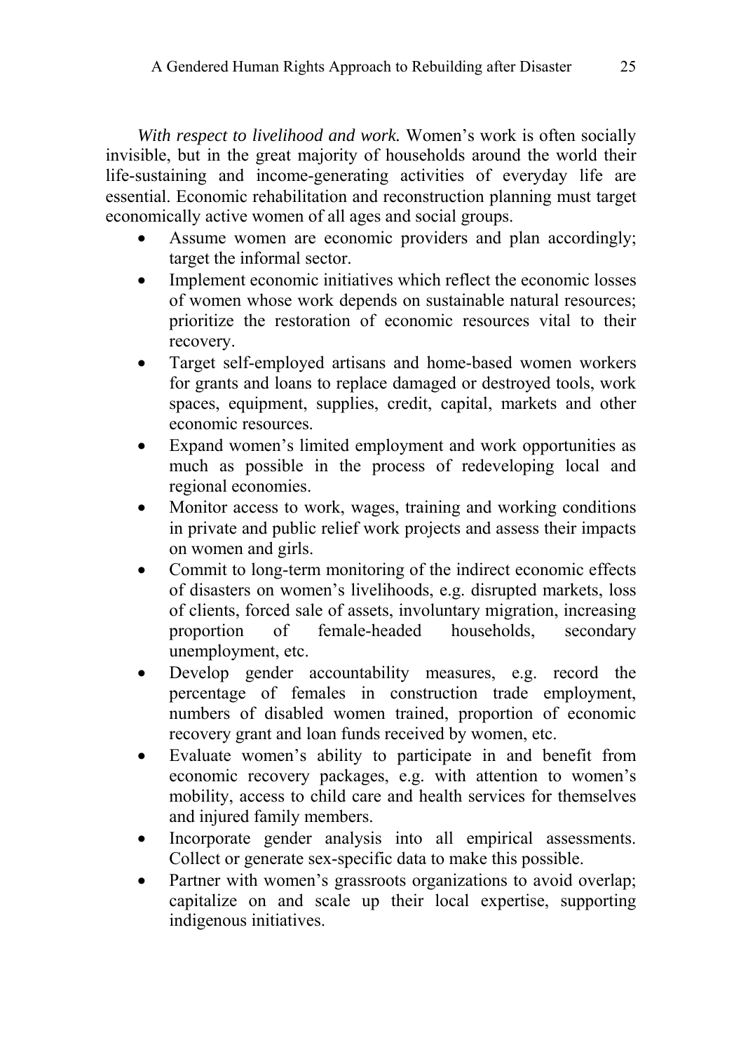*With respect to livelihood and work.* Women's work is often socially invisible, but in the great majority of households around the world their life-sustaining and income-generating activities of everyday life are essential. Economic rehabilitation and reconstruction planning must target economically active women of all ages and social groups.

- Assume women are economic providers and plan accordingly; target the informal sector.
- Implement economic initiatives which reflect the economic losses of women whose work depends on sustainable natural resources; prioritize the restoration of economic resources vital to their recovery.
- Target self-employed artisans and home-based women workers for grants and loans to replace damaged or destroyed tools, work spaces, equipment, supplies, credit, capital, markets and other economic resources.
- Expand women's limited employment and work opportunities as much as possible in the process of redeveloping local and regional economies.
- Monitor access to work, wages, training and working conditions in private and public relief work projects and assess their impacts on women and girls.
- Commit to long-term monitoring of the indirect economic effects of disasters on women's livelihoods, e.g. disrupted markets, loss of clients, forced sale of assets, involuntary migration, increasing proportion of female-headed households, secondary unemployment, etc.
- Develop gender accountability measures, e.g. record the percentage of females in construction trade employment, numbers of disabled women trained, proportion of economic recovery grant and loan funds received by women, etc.
- Evaluate women's ability to participate in and benefit from economic recovery packages, e.g. with attention to women's mobility, access to child care and health services for themselves and injured family members.
- Incorporate gender analysis into all empirical assessments. Collect or generate sex-specific data to make this possible.
- Partner with women's grassroots organizations to avoid overlap; capitalize on and scale up their local expertise, supporting indigenous initiatives.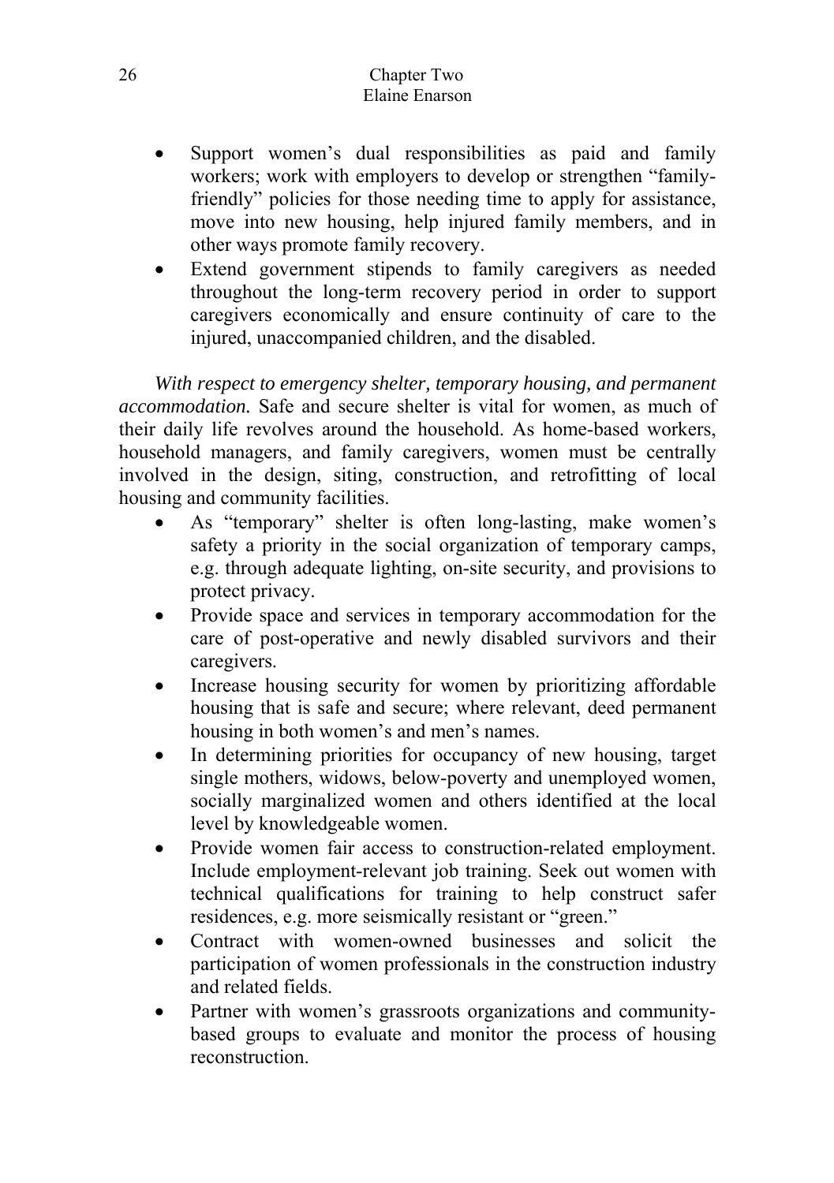- Support women's dual responsibilities as paid and family workers; work with employers to develop or strengthen "family-friendly" policies for those needing time to apply for assistance, move into new housing, help injured family members, and in other ways promote family recovery.
- Extend government stipends to family caregivers as needed throughout the long-term recovery period in order to support caregivers economically and ensure continuity of care to the injured, unaccompanied children, and the disabled.

*With respect to emergency shelter, temporary housing, and permanent accommodation.* Safe and secure shelter is vital for women, as much of their daily life revolves around the household. As home-based workers, household managers, and family caregivers, women must be centrally involved in the design, siting, construction, and retrofitting of local housing and community facilities.

- As "temporary" shelter is often long-lasting, make women's safety a priority in the social organization of temporary camps, e.g. through adequate lighting, on-site security, and provisions to protect privacy.
- Provide space and services in temporary accommodation for the care of post-operative and newly disabled survivors and their caregivers.
- Increase housing security for women by prioritizing affordable housing that is safe and secure; where relevant, deed permanent housing in both women's and men's names.
- In determining priorities for occupancy of new housing, target single mothers, widows, below-poverty and unemployed women, socially marginalized women and others identified at the local level by knowledgeable women.
- Provide women fair access to construction-related employment. Include employment-relevant job training. Seek out women with technical qualifications for training to help construct safer residences, e.g. more seismically resistant or "green."
- Contract with women-owned businesses and solicit the participation of women professionals in the construction industry and related fields.
- Partner with women's grassroots organizations and community-based groups to evaluate and monitor the process of housing reconstruction.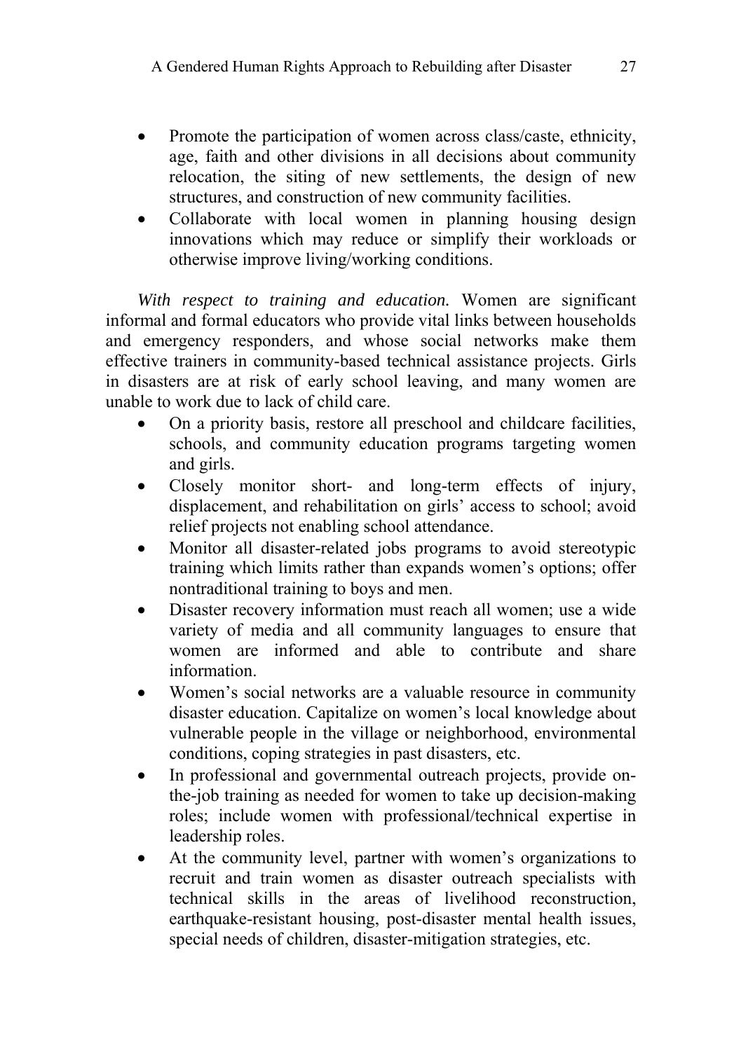- Promote the participation of women across class/caste, ethnicity, age, faith and other divisions in all decisions about community relocation, the siting of new settlements, the design of new structures, and construction of new community facilities.
- Collaborate with local women in planning housing design innovations which may reduce or simplify their workloads or otherwise improve living/working conditions.

*With respect to training and education.* Women are significant informal and formal educators who provide vital links between households and emergency responders, and whose social networks make them effective trainers in community-based technical assistance projects. Girls in disasters are at risk of early school leaving, and many women are unable to work due to lack of child care.

- On a priority basis, restore all preschool and childcare facilities, schools, and community education programs targeting women and girls.
- Closely monitor short- and long-term effects of injury, displacement, and rehabilitation on girls' access to school; avoid relief projects not enabling school attendance.
- Monitor all disaster-related jobs programs to avoid stereotypic training which limits rather than expands women's options; offer nontraditional training to boys and men.
- Disaster recovery information must reach all women; use a wide variety of media and all community languages to ensure that women are informed and able to contribute and share information.
- Women's social networks are a valuable resource in community disaster education. Capitalize on women's local knowledge about vulnerable people in the village or neighborhood, environmental conditions, coping strategies in past disasters, etc.
- In professional and governmental outreach projects, provide on-the-job training as needed for women to take up decision-making roles; include women with professional/technical expertise in leadership roles.
- At the community level, partner with women's organizations to recruit and train women as disaster outreach specialists with technical skills in the areas of livelihood reconstruction, earthquake-resistant housing, post-disaster mental health issues, special needs of children, disaster-mitigation strategies, etc.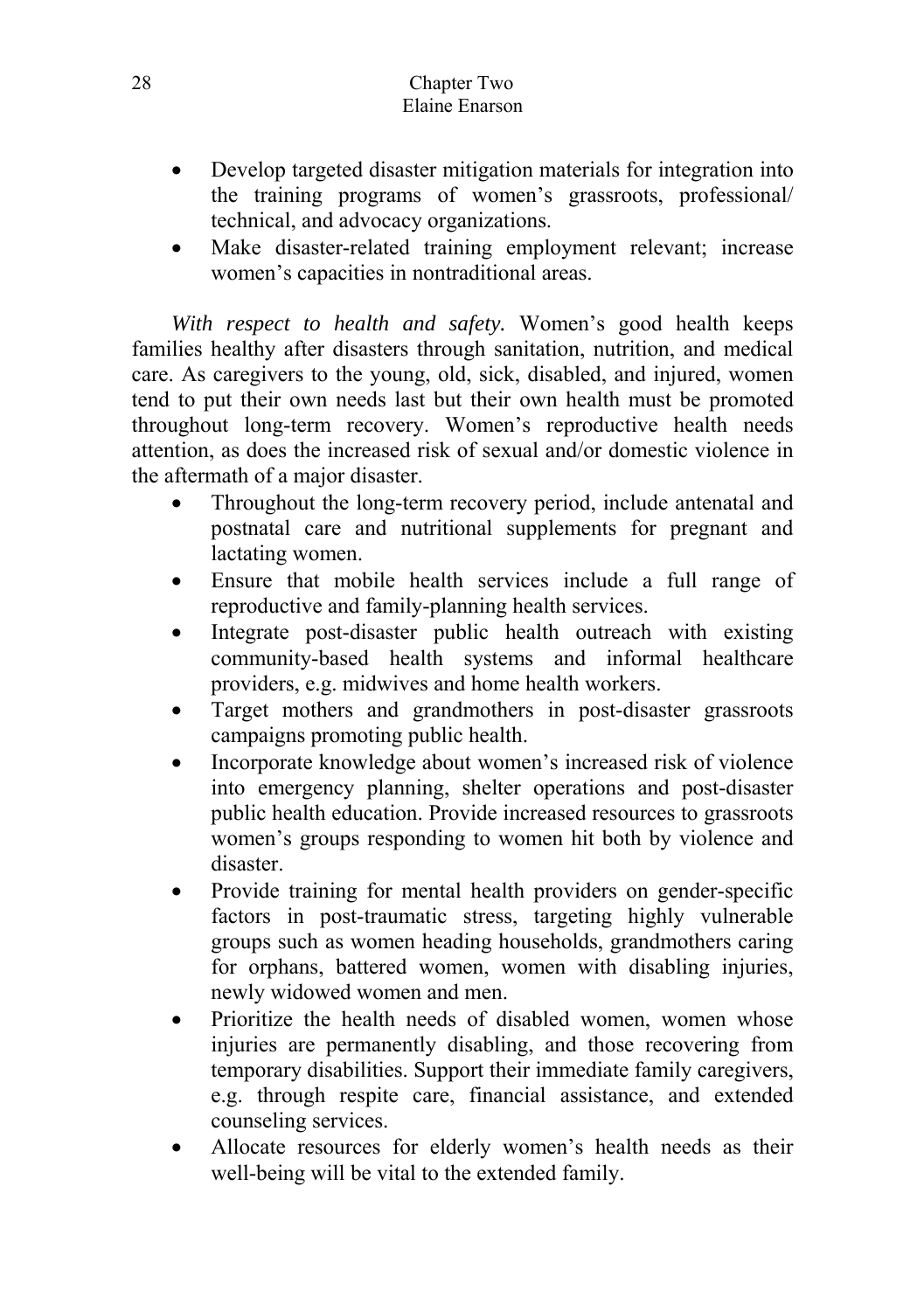- Develop targeted disaster mitigation materials for integration into the training programs of women's grassroots, professional/ technical, and advocacy organizations.
- Make disaster-related training employment relevant; increase women's capacities in nontraditional areas.

*With respect to health and safety.* Women's good health keeps families healthy after disasters through sanitation, nutrition, and medical care. As caregivers to the young, old, sick, disabled, and injured, women tend to put their own needs last but their own health must be promoted throughout long-term recovery. Women's reproductive health needs attention, as does the increased risk of sexual and/or domestic violence in the aftermath of a major disaster.

- Throughout the long-term recovery period, include antenatal and postnatal care and nutritional supplements for pregnant and lactating women.
- Ensure that mobile health services include a full range of reproductive and family-planning health services.
- Integrate post-disaster public health outreach with existing community-based health systems and informal healthcare providers, e.g. midwives and home health workers.
- Target mothers and grandmothers in post-disaster grassroots campaigns promoting public health.
- Incorporate knowledge about women's increased risk of violence into emergency planning, shelter operations and post-disaster public health education. Provide increased resources to grassroots women's groups responding to women hit both by violence and disaster.
- Provide training for mental health providers on gender-specific factors in post-traumatic stress, targeting highly vulnerable groups such as women heading households, grandmothers caring for orphans, battered women, women with disabling injuries, newly widowed women and men.
- Prioritize the health needs of disabled women, women whose injuries are permanently disabling, and those recovering from temporary disabilities. Support their immediate family caregivers, e.g. through respite care, financial assistance, and extended counseling services.
- Allocate resources for elderly women's health needs as their well-being will be vital to the extended family.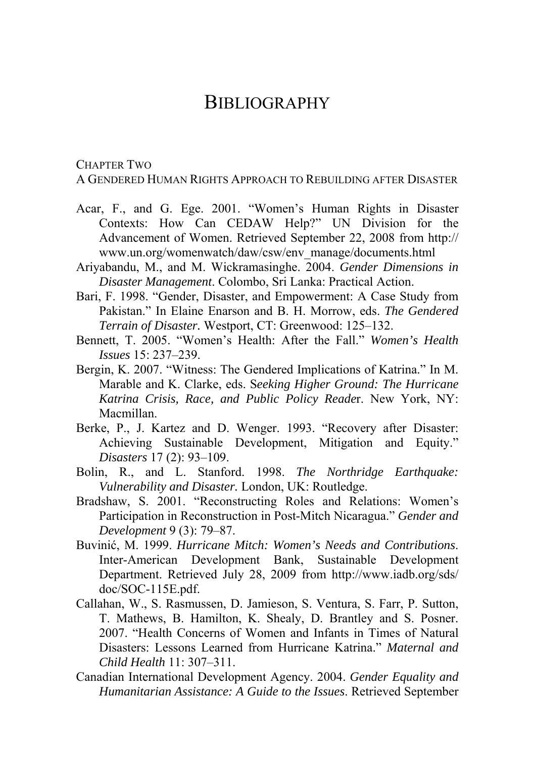# BIBLIOGRAPHY

CHAPTER TWO
A GENDERED HUMAN RIGHTS APPROACH TO REBUILDING AFTER DISASTER

Acar, F., and G. Ege. 2001. "Women's Human Rights in Disaster Contexts: How Can CEDAW Help?" UN Division for the Advancement of Women. Retrieved September 22, 2008 from http://www.un.org/womenwatch/daw/csw/env_manage/documents.html

Ariyabandu, M., and M. Wickramasinghe. 2004. *Gender Dimensions in Disaster Management*. Colombo, Sri Lanka: Practical Action.

Bari, F. 1998. "Gender, Disaster, and Empowerment: A Case Study from Pakistan." In Elaine Enarson and B. H. Morrow, eds. *The Gendered Terrain of Disaster.* Westport, CT: Greenwood: 125–132.

Bennett, T. 2005. "Women's Health: After the Fall." *Women's Health Issues* 15: 237–239.

Bergin, K. 2007. "Witness: The Gendered Implications of Katrina." In M. Marable and K. Clarke, eds. S*eeking Higher Ground: The Hurricane Katrina Crisis, Race, and Public Policy Reade*r. New York, NY: Macmillan.

Berke, P., J. Kartez and D. Wenger. 1993. "Recovery after Disaster: Achieving Sustainable Development, Mitigation and Equity." *Disasters* 17 (2): 93–109.

Bolin, R., and L. Stanford. 1998. *The Northridge Earthquake: Vulnerability and Disaster.* London, UK: Routledge.

Bradshaw, S. 2001. "Reconstructing Roles and Relations: Women's Participation in Reconstruction in Post-Mitch Nicaragua." *Gender and Development* 9 (3): 79–87.

Buvinić, M. 1999. *Hurricane Mitch: Women's Needs and Contributions*. Inter-American Development Bank, Sustainable Development Department. Retrieved July 28, 2009 from http://www.iadb.org/sds/doc/SOC-115E.pdf.

Callahan, W., S. Rasmussen, D. Jamieson, S. Ventura, S. Farr, P. Sutton, T. Mathews, B. Hamilton, K. Shealy, D. Brantley and S. Posner. 2007. "Health Concerns of Women and Infants in Times of Natural Disasters: Lessons Learned from Hurricane Katrina." *Maternal and Child Health* 11: 307–311.

Canadian International Development Agency. 2004. *Gender Equality and Humanitarian Assistance: A Guide to the Issues*. Retrieved September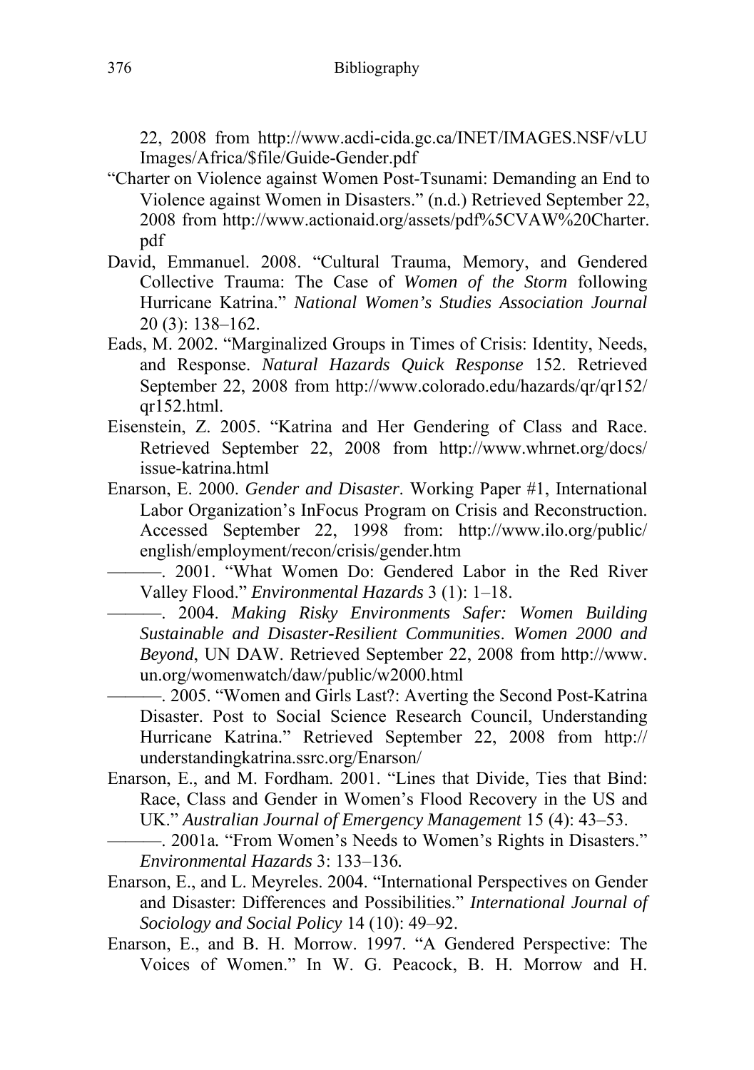22, 2008 from http://www.acdi-cida.gc.ca/INET/IMAGES.NSF/vLUImages/Africa/$file/Guide-Gender.pdf

"Charter on Violence against Women Post-Tsunami: Demanding an End to Violence against Women in Disasters." (n.d.) Retrieved September 22, 2008 from http://www.actionaid.org/assets/pdf%5CVAW%20Charter.pdf

David, Emmanuel. 2008. "Cultural Trauma, Memory, and Gendered Collective Trauma: The Case of *Women of the Storm* following Hurricane Katrina." *National Women's Studies Association Journal* 20 (3): 138–162.

Eads, M. 2002. "Marginalized Groups in Times of Crisis: Identity, Needs, and Response. *Natural Hazards Quick Response* 152. Retrieved September 22, 2008 from http://www.colorado.edu/hazards/qr/qr152/qr152.html.

Eisenstein, Z. 2005. "Katrina and Her Gendering of Class and Race. Retrieved September 22, 2008 from http://www.whrnet.org/docs/issue-katrina.html

Enarson, E. 2000. *Gender and Disaster*. Working Paper #1, International Labor Organization's InFocus Program on Crisis and Reconstruction. Accessed September 22, 1998 from: http://www.ilo.org/public/english/employment/recon/crisis/gender.htm

———. 2001. "What Women Do: Gendered Labor in the Red River Valley Flood." *Environmental Hazards* 3 (1): 1–18.

———. 2004. *Making Risky Environments Safer: Women Building Sustainable and Disaster-Resilient Communities*. *Women 2000 and Beyond*, UN DAW. Retrieved September 22, 2008 from http://www.un.org/womenwatch/daw/public/w2000.html

———. 2005. "Women and Girls Last?: Averting the Second Post-Katrina Disaster. Post to Social Science Research Council, Understanding Hurricane Katrina." Retrieved September 22, 2008 from http://understandingkatrina.ssrc.org/Enarson/

Enarson, E., and M. Fordham. 2001. "Lines that Divide, Ties that Bind: Race, Class and Gender in Women's Flood Recovery in the US and UK." *Australian Journal of Emergency Management* 15 (4): 43–53.

———. 2001a. "From Women's Needs to Women's Rights in Disasters." *Environmental Hazards* 3: 133–136.

Enarson, E., and L. Meyreles. 2004. "International Perspectives on Gender and Disaster: Differences and Possibilities." *International Journal of Sociology and Social Policy* 14 (10): 49–92.

Enarson, E., and B. H. Morrow. 1997. "A Gendered Perspective: The Voices of Women." In W. G. Peacock, B. H. Morrow and H.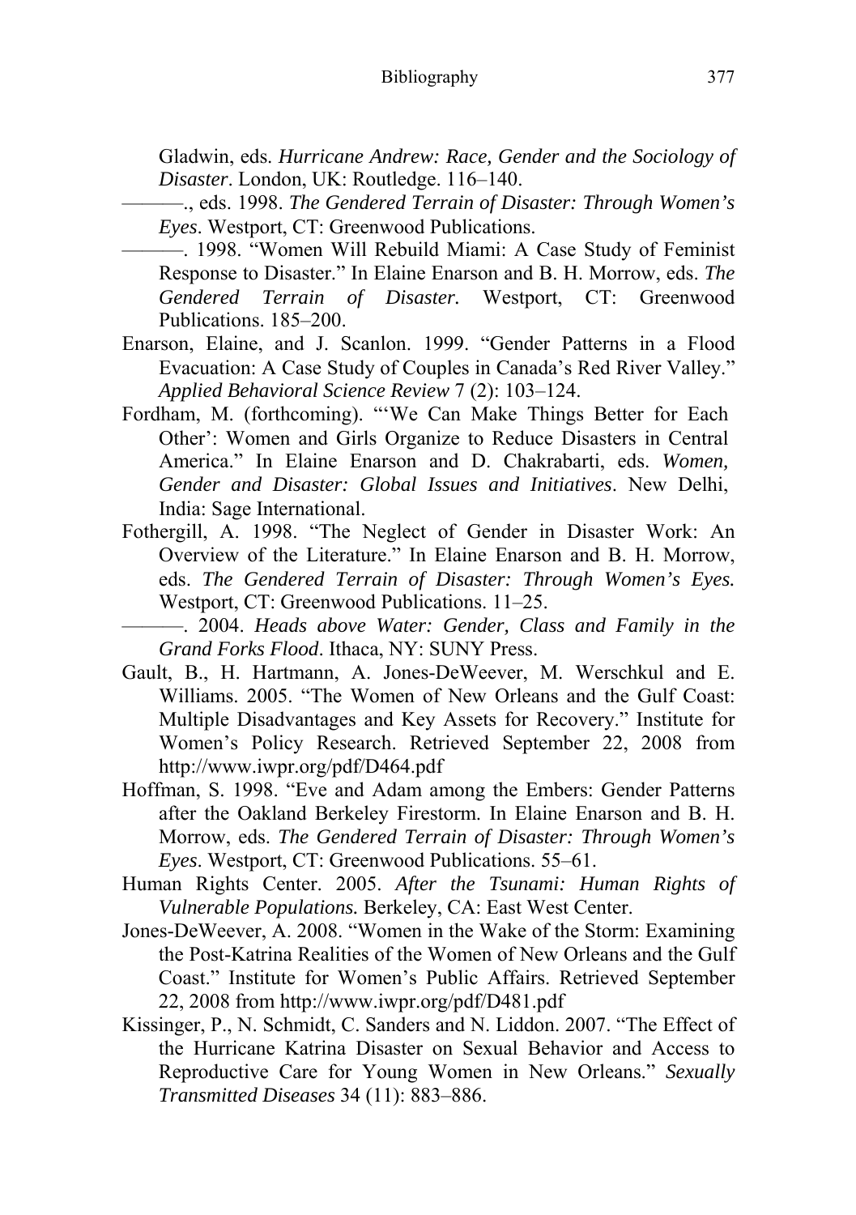Gladwin, eds. *Hurricane Andrew: Race, Gender and the Sociology of Disaster*. London, UK: Routledge. 116–140.

———., eds. 1998. *The Gendered Terrain of Disaster: Through Women's Eyes*. Westport, CT: Greenwood Publications.

———. 1998. "Women Will Rebuild Miami: A Case Study of Feminist Response to Disaster." In Elaine Enarson and B. H. Morrow, eds. *The Gendered Terrain of Disaster.* Westport, CT: Greenwood Publications. 185–200.

Enarson, Elaine, and J. Scanlon. 1999. "Gender Patterns in a Flood Evacuation: A Case Study of Couples in Canada's Red River Valley." *Applied Behavioral Science Review* 7 (2): 103–124.

Fordham, M. (forthcoming). "'We Can Make Things Better for Each Other': Women and Girls Organize to Reduce Disasters in Central America." In Elaine Enarson and D. Chakrabarti, eds. *Women, Gender and Disaster: Global Issues and Initiatives*. New Delhi, India: Sage International.

Fothergill, A. 1998. "The Neglect of Gender in Disaster Work: An Overview of the Literature." In Elaine Enarson and B. H. Morrow, eds. *The Gendered Terrain of Disaster: Through Women's Eyes.* Westport, CT: Greenwood Publications. 11–25.

———. 2004. *Heads above Water: Gender, Class and Family in the Grand Forks Flood*. Ithaca, NY: SUNY Press.

Gault, B., H. Hartmann, A. Jones-DeWeever, M. Werschkul and E. Williams. 2005. "The Women of New Orleans and the Gulf Coast: Multiple Disadvantages and Key Assets for Recovery." Institute for Women's Policy Research. Retrieved September 22, 2008 from http://www.iwpr.org/pdf/D464.pdf

Hoffman, S. 1998. "Eve and Adam among the Embers: Gender Patterns after the Oakland Berkeley Firestorm. In Elaine Enarson and B. H. Morrow, eds. *The Gendered Terrain of Disaster: Through Women's Eyes*. Westport, CT: Greenwood Publications. 55–61.

Human Rights Center. 2005. *After the Tsunami: Human Rights of Vulnerable Populations.* Berkeley, CA: East West Center.

Jones-DeWeever, A. 2008. "Women in the Wake of the Storm: Examining the Post-Katrina Realities of the Women of New Orleans and the Gulf Coast." Institute for Women's Public Affairs. Retrieved September 22, 2008 from http://www.iwpr.org/pdf/D481.pdf

Kissinger, P., N. Schmidt, C. Sanders and N. Liddon. 2007. "The Effect of the Hurricane Katrina Disaster on Sexual Behavior and Access to Reproductive Care for Young Women in New Orleans." *Sexually Transmitted Diseases* 34 (11): 883–886.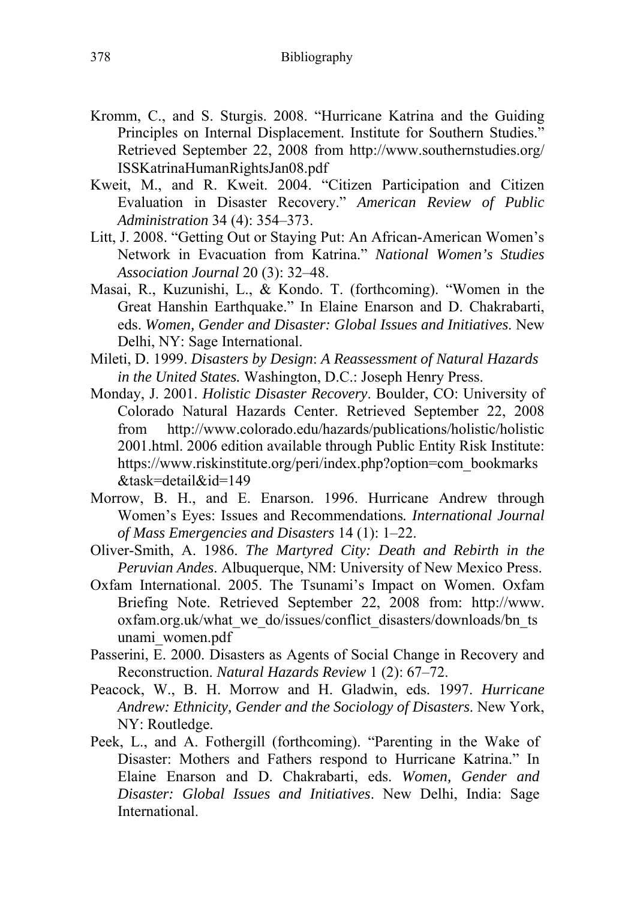Kromm, C., and S. Sturgis. 2008. "Hurricane Katrina and the Guiding Principles on Internal Displacement. Institute for Southern Studies." Retrieved September 22, 2008 from http://www.southernstudies.org/ISSKatrinaHumanRightsJan08.pdf

Kweit, M., and R. Kweit. 2004. "Citizen Participation and Citizen Evaluation in Disaster Recovery." *American Review of Public Administration* 34 (4): 354–373.

Litt, J. 2008. "Getting Out or Staying Put: An African-American Women's Network in Evacuation from Katrina." *National Women's Studies Association Journal* 20 (3): 32–48.

Masai, R., Kuzunishi, L., & Kondo. T. (forthcoming). "Women in the Great Hanshin Earthquake." In Elaine Enarson and D. Chakrabarti, eds. *Women, Gender and Disaster: Global Issues and Initiatives*. New Delhi, NY: Sage International.

Mileti, D. 1999. *Disasters by Design*: *A Reassessment of Natural Hazards in the United States.* Washington, D.C.: Joseph Henry Press.

Monday, J. 2001. *Holistic Disaster Recovery*. Boulder, CO: University of Colorado Natural Hazards Center. Retrieved September 22, 2008 from http://www.colorado.edu/hazards/publications/holistic/holistic2001.html. 2006 edition available through Public Entity Risk Institute: https://www.riskinstitute.org/peri/index.php?option=com_bookmarks&task=detail&id=149

Morrow, B. H., and E. Enarson. 1996. Hurricane Andrew through Women's Eyes: Issues and Recommendations*. International Journal of Mass Emergencies and Disasters* 14 (1): 1–22.

Oliver-Smith, A. 1986. *The Martyred City: Death and Rebirth in the Peruvian Andes*. Albuquerque, NM: University of New Mexico Press.

Oxfam International. 2005. The Tsunami's Impact on Women. Oxfam Briefing Note. Retrieved September 22, 2008 from: http://www.oxfam.org.uk/what_we_do/issues/conflict_disasters/downloads/bn_tsunami_women.pdf

Passerini, E. 2000. Disasters as Agents of Social Change in Recovery and Reconstruction. *Natural Hazards Review* 1 (2): 67–72.

Peacock, W., B. H. Morrow and H. Gladwin, eds. 1997. *Hurricane Andrew: Ethnicity, Gender and the Sociology of Disasters*. New York, NY: Routledge.

Peek, L., and A. Fothergill (forthcoming). "Parenting in the Wake of Disaster: Mothers and Fathers respond to Hurricane Katrina." In Elaine Enarson and D. Chakrabarti, eds. *Women, Gender and Disaster: Global Issues and Initiatives*. New Delhi, India: Sage International.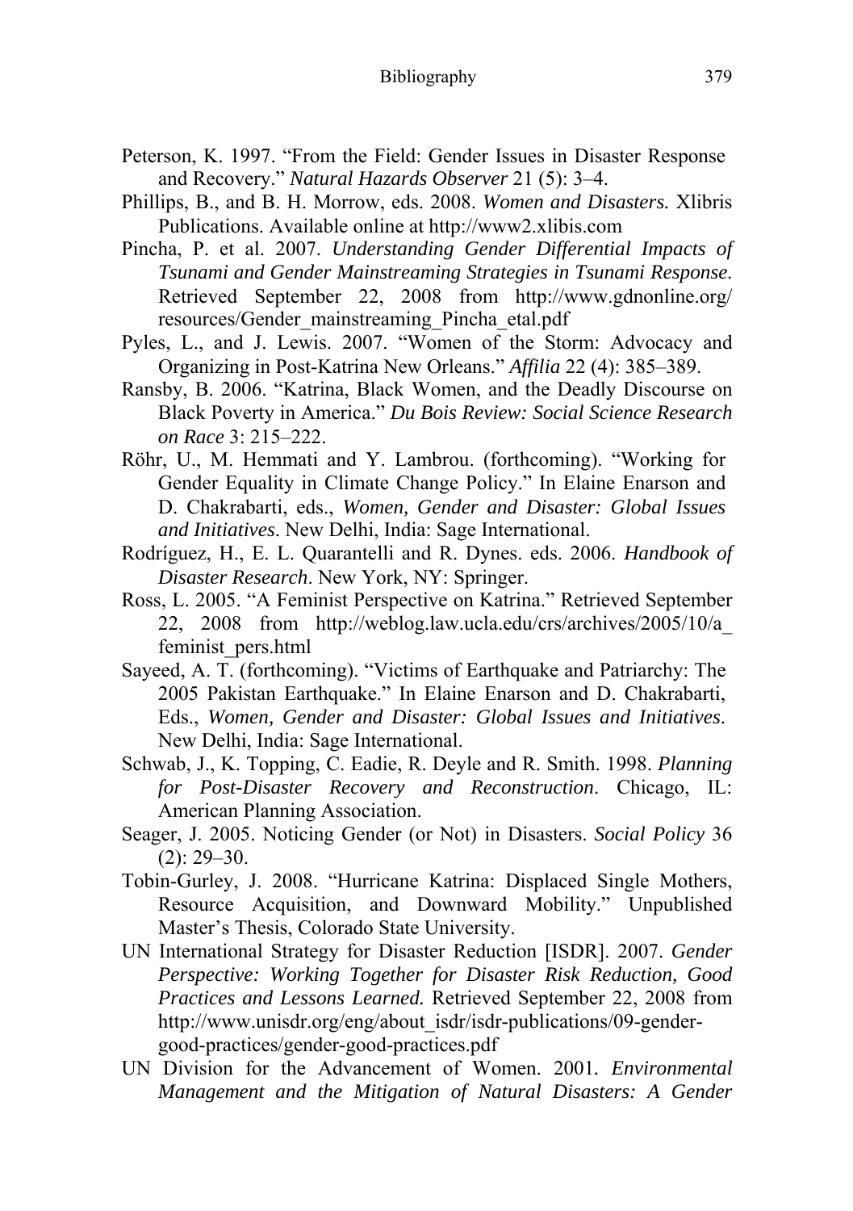Peterson, K. 1997. “From the Field: Gender Issues in Disaster Response and Recovery.” *Natural Hazards Observer* 21 (5): 3–4.

Phillips, B., and B. H. Morrow, eds. 2008. *Women and Disasters.* Xlibris Publications. Available online at http://www2.xlibis.com

Pincha, P. et al. 2007. *Understanding Gender Differential Impacts of Tsunami and Gender Mainstreaming Strategies in Tsunami Response.* Retrieved September 22, 2008 from http://www.gdnonline.org/resources/Gender_mainstreaming_Pincha_etal.pdf

Pyles, L., and J. Lewis. 2007. “Women of the Storm: Advocacy and Organizing in Post-Katrina New Orleans.” *Affilia* 22 (4): 385–389.

Ransby, B. 2006. “Katrina, Black Women, and the Deadly Discourse on Black Poverty in America.” *Du Bois Review: Social Science Research on Race* 3: 215–222.

Röhr, U., M. Hemmati and Y. Lambrou. (forthcoming). “Working for Gender Equality in Climate Change Policy.” In Elaine Enarson and D. Chakrabarti, eds., *Women, Gender and Disaster: Global Issues and Initiatives*. New Delhi, India: Sage International.

Rodríguez, H., E. L. Quarantelli and R. Dynes. eds. 2006. *Handbook of Disaster Research*. New York, NY: Springer.

Ross, L. 2005. “A Feminist Perspective on Katrina.” Retrieved September 22, 2008 from http://weblog.law.ucla.edu/crs/archives/2005/10/a_feminist_pers.html

Sayeed, A. T. (forthcoming). “Victims of Earthquake and Patriarchy: The 2005 Pakistan Earthquake.” In Elaine Enarson and D. Chakrabarti, Eds., *Women, Gender and Disaster: Global Issues and Initiatives*. New Delhi, India: Sage International.

Schwab, J., K. Topping, C. Eadie, R. Deyle and R. Smith. 1998. *Planning for Post-Disaster Recovery and Reconstruction*. Chicago, IL: American Planning Association.

Seager, J. 2005. Noticing Gender (or Not) in Disasters. *Social Policy* 36 (2): 29–30.

Tobin-Gurley, J. 2008. “Hurricane Katrina: Displaced Single Mothers, Resource Acquisition, and Downward Mobility.” Unpublished Master’s Thesis, Colorado State University.

UN International Strategy for Disaster Reduction [ISDR]. 2007. *Gender Perspective: Working Together for Disaster Risk Reduction, Good Practices and Lessons Learned.* Retrieved September 22, 2008 from http://www.unisdr.org/eng/about_isdr/isdr-publications/09-gender-good-practices/gender-good-practices.pdf

UN Division for the Advancement of Women. 2001. *Environmental Management and the Mitigation of Natural Disasters: A Gender*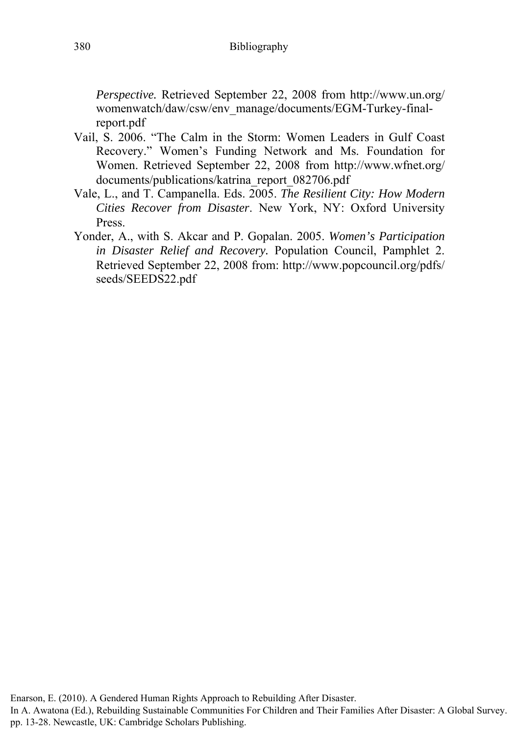*Perspective.* Retrieved September 22, 2008 from http://www.un.org/womenwatch/daw/csw/env_manage/documents/EGM-Turkey-final-report.pdf

Vail, S. 2006. "The Calm in the Storm: Women Leaders in Gulf Coast Recovery." Women's Funding Network and Ms. Foundation for Women. Retrieved September 22, 2008 from http://www.wfnet.org/documents/publications/katrina_report_082706.pdf

Vale, L., and T. Campanella. Eds. 2005. *The Resilient City: How Modern Cities Recover from Disaster*. New York, NY: Oxford University Press.

Yonder, A., with S. Akcar and P. Gopalan. 2005. *Women's Participation in Disaster Relief and Recovery.* Population Council, Pamphlet 2. Retrieved September 22, 2008 from: http://www.popcouncil.org/pdfs/seeds/SEEDS22.pdf

Enarson, E. (2010). A Gendered Human Rights Approach to Rebuilding After Disaster.
In A. Awatona (Ed.), Rebuilding Sustainable Communities For Children and Their Families After Disaster: A Global Survey. pp. 13-28. Newcastle, UK: Cambridge Scholars Publishing.